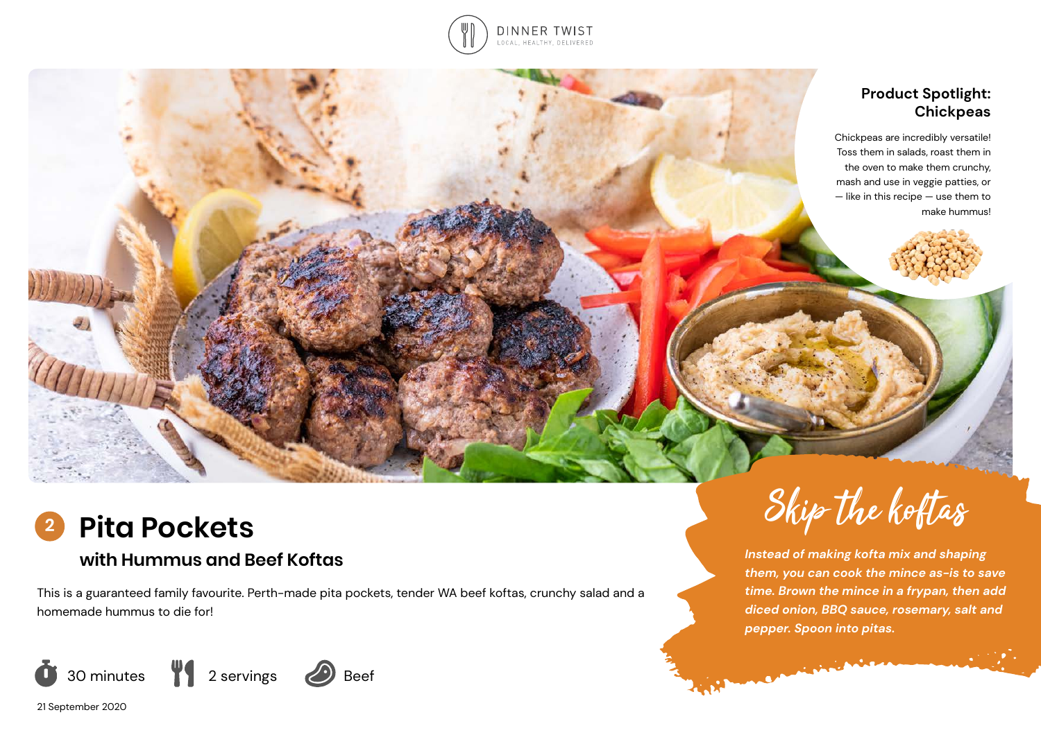DINNER TWIST

LOCAL, HEALTHY, DELIVERED

### Product Spotlight: Chickpeas

Chickpeas are incredibly versatile! Toss them in salads, roast them in the oven to make them crunchy, mash and use in veggie patties, or — like in this recipe — use them to make hummus!

# 2 Pita Pockets

## with Hummus and Beef Koftas

This is a guaranteed family favourite. Perth-made pita pockets, tender WA beef koftas, crunchy salad and a homemade hummus to die for!

30 minutes | 2 servings | Beef

21 September 2020

### Skip the koftas

*Instead of making kofta mix and shaping them, you can cook the mince as-is to save time. Brown the mince in a frypan, then add diced onion, BBQ sauce, rosemary, salt and pepper. Spoon into pitas.*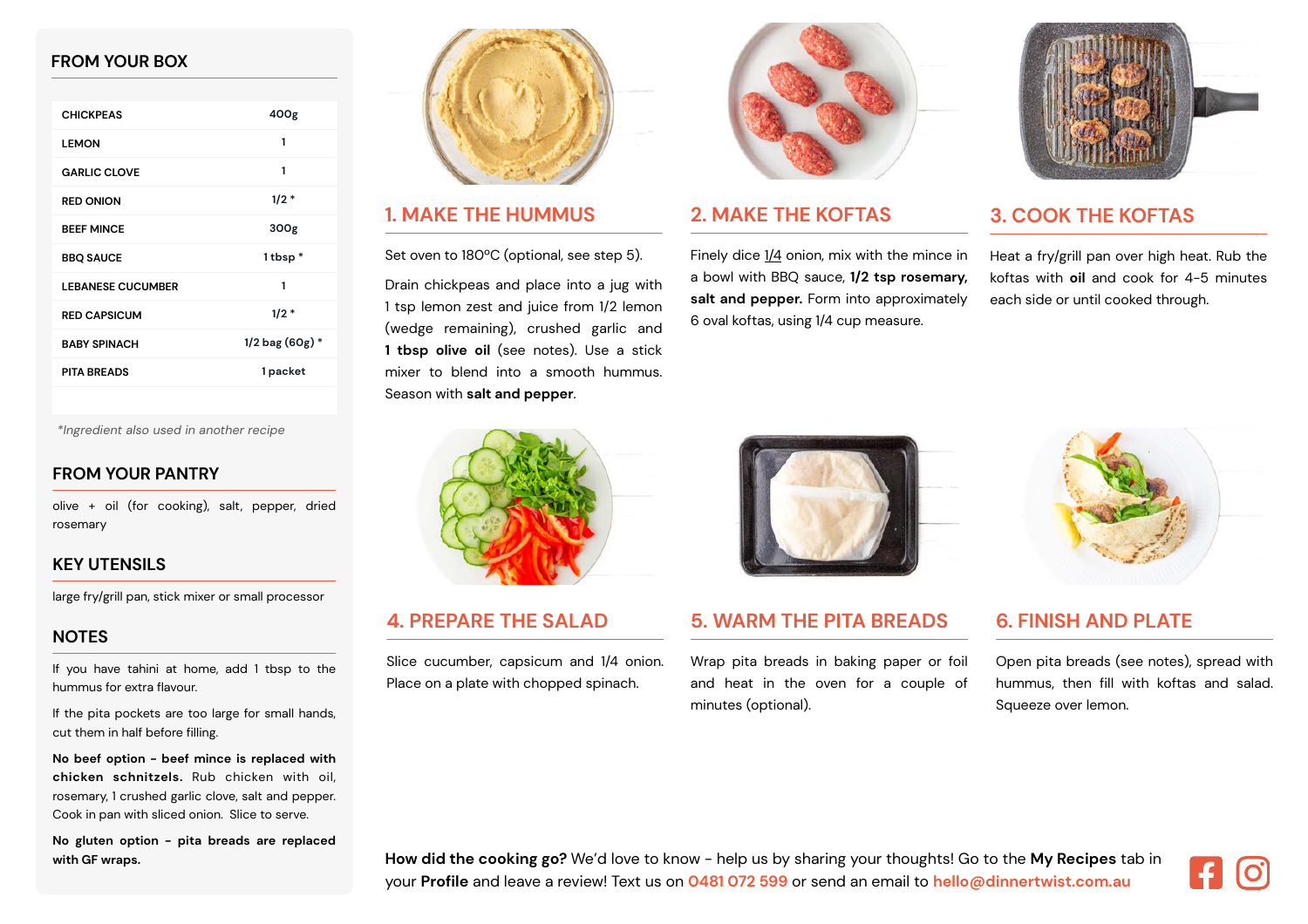## FROM YOUR BOX

| | |
|---|---|
| CHICKPEAS | 400g |
| LEMON | 1 |
| GARLIC CLOVE | 1 |
| RED ONION | 1/2 * |
| BEEF MINCE | 300g |
| BBQ SAUCE | 1 tbsp * |
| LEBANESE CUCUMBER | 1 |
| RED CAPSICUM | 1/2 * |
| BABY SPINACH | 1/2 bag (60g) * |
| PITA BREADS | 1 packet |

*\*Ingredient also used in another recipe*

## FROM YOUR PANTRY

olive + oil (for cooking), salt, pepper, dried rosemary

## KEY UTENSILS

large fry/grill pan, stick mixer or small processor

## NOTES

If you have tahini at home, add 1 tbsp to the hummus for extra flavour.

If the pita pockets are too large for small hands, cut them in half before filling.

**No beef option - beef mince is replaced with chicken schnitzels.** Rub chicken with oil, rosemary, 1 crushed garlic clove, salt and pepper. Cook in pan with sliced onion. Slice to serve.

**No gluten option - pita breads are replaced with GF wraps.**

## 1. MAKE THE HUMMUS

Set oven to 180°C (optional, see step 5).

Drain chickpeas and place into a jug with 1 tsp lemon zest and juice from 1/2 lemon (wedge remaining), crushed garlic and **1 tbsp olive oil** (see notes). Use a stick mixer to blend into a smooth hummus. Season with **salt and pepper**.

## 2. MAKE THE KOFTAS

Finely dice 1/4 onion, mix with the mince in a bowl with BBQ sauce, **1/2 tsp rosemary, salt and pepper.** Form into approximately 6 oval koftas, using 1/4 cup measure.

## 3. COOK THE KOFTAS

Heat a fry/grill pan over high heat. Rub the koftas with **oil** and cook for 4-5 minutes each side or until cooked through.

## 4. PREPARE THE SALAD

Slice cucumber, capsicum and 1/4 onion. Place on a plate with chopped spinach.

## 5. WARM THE PITA BREADS

Wrap pita breads in baking paper or foil and heat in the oven for a couple of minutes (optional).

## 6. FINISH AND PLATE

Open pita breads (see notes), spread with hummus, then fill with koftas and salad. Squeeze over lemon.

**How did the cooking go?** We'd love to know - help us by sharing your thoughts! Go to the **My Recipes** tab in your **Profile** and leave a review! Text us on 0481 072 599 or send an email to hello@dinnertwist.com.au